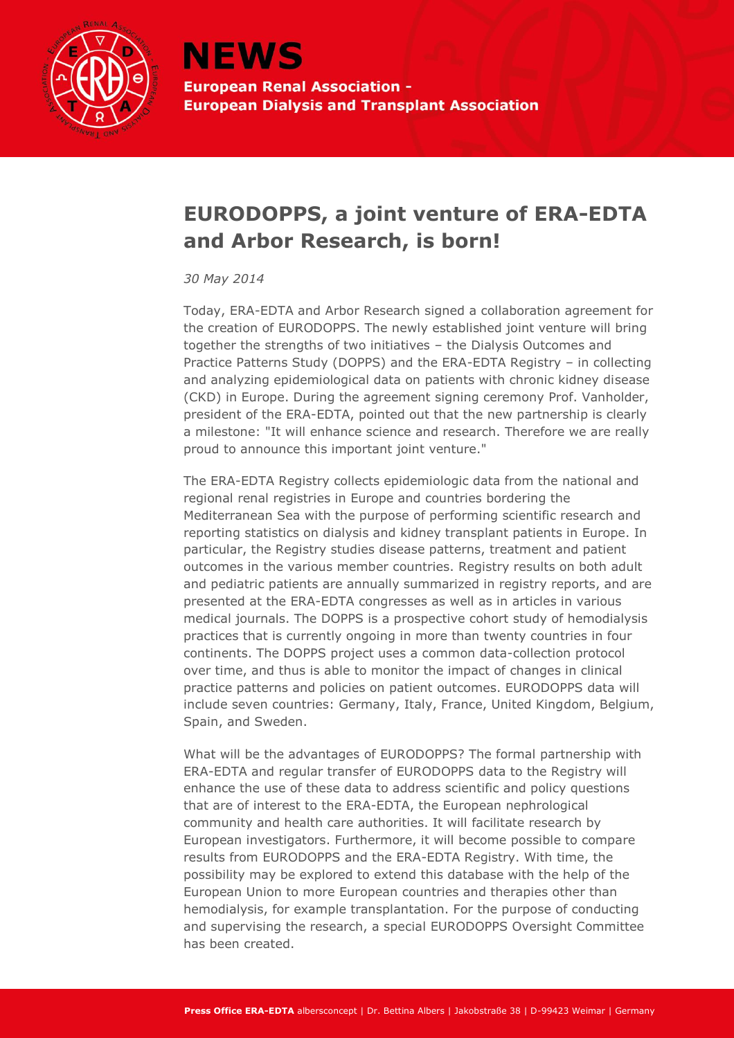# NEWS

**European Renal Association - European Dialysis and Transplant Association**

## EURODOPPS, a joint venture of ERA-EDTA and Arbor Research, is born!

*30 May 2014*

Today, ERA-EDTA and Arbor Research signed a collaboration agreement for the creation of EURODOPPS. The newly established joint venture will bring together the strengths of two initiatives – the Dialysis Outcomes and Practice Patterns Study (DOPPS) and the ERA-EDTA Registry – in collecting and analyzing epidemiological data on patients with chronic kidney disease (CKD) in Europe. During the agreement signing ceremony Prof. Vanholder, president of the ERA-EDTA, pointed out that the new partnership is clearly a milestone: "It will enhance science and research. Therefore we are really proud to announce this important joint venture."

The ERA-EDTA Registry collects epidemiologic data from the national and regional renal registries in Europe and countries bordering the Mediterranean Sea with the purpose of performing scientific research and reporting statistics on dialysis and kidney transplant patients in Europe. In particular, the Registry studies disease patterns, treatment and patient outcomes in the various member countries. Registry results on both adult and pediatric patients are annually summarized in registry reports, and are presented at the ERA-EDTA congresses as well as in articles in various medical journals. The DOPPS is a prospective cohort study of hemodialysis practices that is currently ongoing in more than twenty countries in four continents. The DOPPS project uses a common data-collection protocol over time, and thus is able to monitor the impact of changes in clinical practice patterns and policies on patient outcomes. EURODOPPS data will include seven countries: Germany, Italy, France, United Kingdom, Belgium, Spain, and Sweden.

What will be the advantages of EURODOPPS? The formal partnership with ERA-EDTA and regular transfer of EURODOPPS data to the Registry will enhance the use of these data to address scientific and policy questions that are of interest to the ERA-EDTA, the European nephrological community and health care authorities. It will facilitate research by European investigators. Furthermore, it will become possible to compare results from EURODOPPS and the ERA-EDTA Registry. With time, the possibility may be explored to extend this database with the help of the European Union to more European countries and therapies other than hemodialysis, for example transplantation. For the purpose of conducting and supervising the research, a special EURODOPPS Oversight Committee has been created.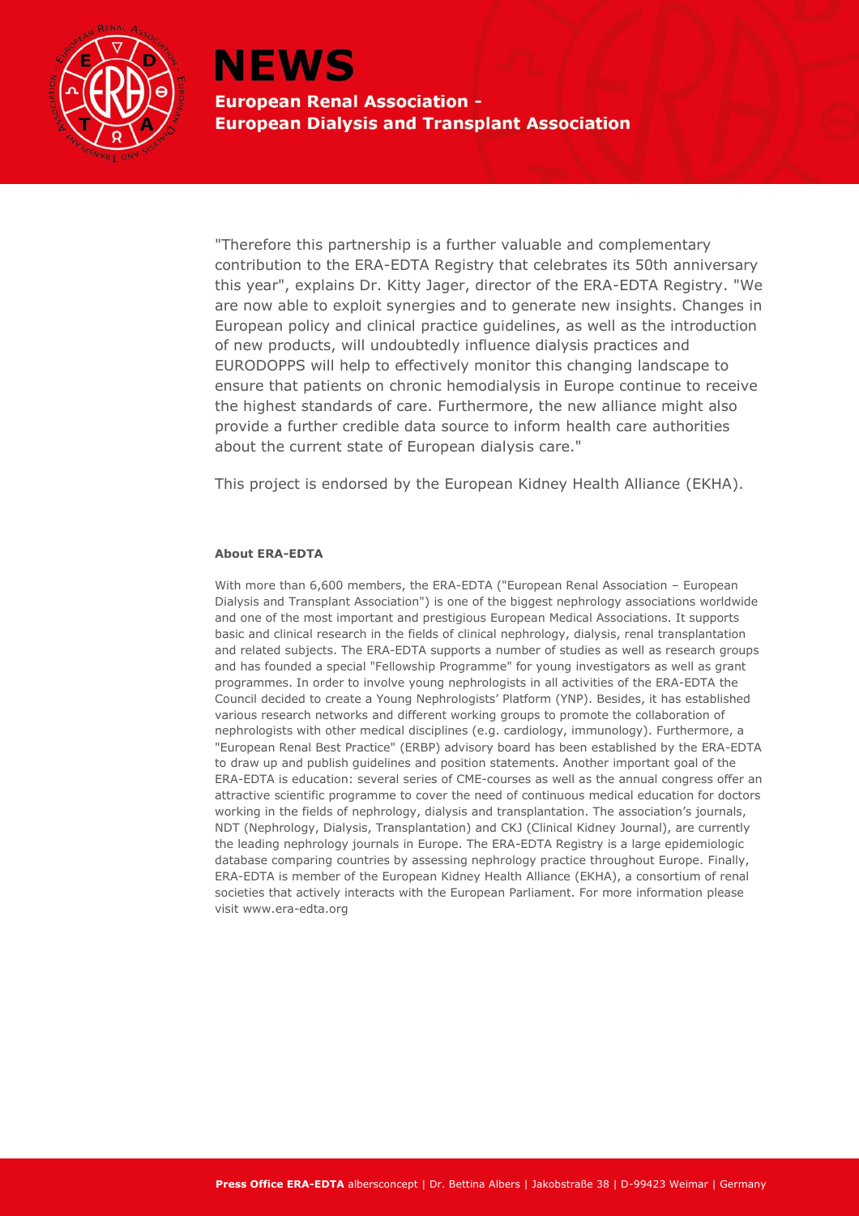"Therefore this partnership is a further valuable and complementary contribution to the ERA-EDTA Registry that celebrates its 50th anniversary this year", explains Dr. Kitty Jager, director of the ERA-EDTA Registry. "We are now able to exploit synergies and to generate new insights. Changes in European policy and clinical practice guidelines, as well as the introduction of new products, will undoubtedly influence dialysis practices and EURODOPPS will help to effectively monitor this changing landscape to ensure that patients on chronic hemodialysis in Europe continue to receive the highest standards of care. Furthermore, the new alliance might also provide a further credible data source to inform health care authorities about the current state of European dialysis care."

This project is endorsed by the European Kidney Health Alliance (EKHA).

**About ERA-EDTA**

With more than 6,600 members, the ERA-EDTA ("European Renal Association – European Dialysis and Transplant Association") is one of the biggest nephrology associations worldwide and one of the most important and prestigious European Medical Associations. It supports basic and clinical research in the fields of clinical nephrology, dialysis, renal transplantation and related subjects. The ERA-EDTA supports a number of studies as well as research groups and has founded a special "Fellowship Programme" for young investigators as well as grant programmes. In order to involve young nephrologists in all activities of the ERA-EDTA the Council decided to create a Young Nephrologists' Platform (YNP). Besides, it has established various research networks and different working groups to promote the collaboration of nephrologists with other medical disciplines (e.g. cardiology, immunology). Furthermore, a "European Renal Best Practice" (ERBP) advisory board has been established by the ERA-EDTA to draw up and publish guidelines and position statements. Another important goal of the ERA-EDTA is education: several series of CME-courses as well as the annual congress offer an attractive scientific programme to cover the need of continuous medical education for doctors working in the fields of nephrology, dialysis and transplantation. The association's journals, NDT (Nephrology, Dialysis, Transplantation) and CKJ (Clinical Kidney Journal), are currently the leading nephrology journals in Europe. The ERA-EDTA Registry is a large epidemiologic database comparing countries by assessing nephrology practice throughout Europe. Finally, ERA-EDTA is member of the European Kidney Health Alliance (EKHA), a consortium of renal societies that actively interacts with the European Parliament. For more information please visit www.era-edta.org